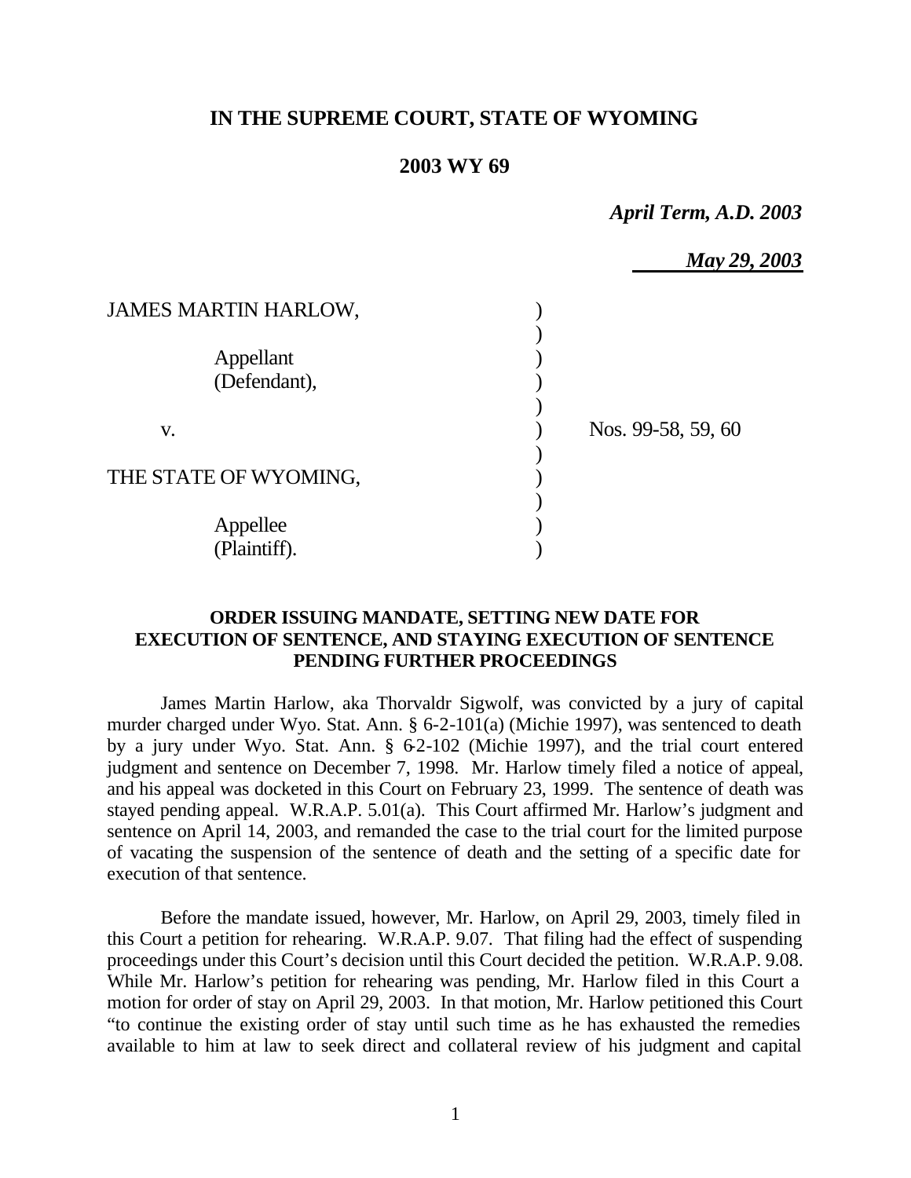# IN THE SUPREME COURT, STATE OF WYOMING

## 2003 WY 69

*April Term, A.D. 2003*

*May 29, 2003*

| | | |
|---|---|---|
| JAMES MARTIN HARLOW, | ) | |
| | ) | |
| Appellant | ) | |
| (Defendant), | ) | |
| | ) | |
| v. | ) | Nos. 99-58, 59, 60 |
| | ) | |
| THE STATE OF WYOMING, | ) | |
| | ) | |
| Appellee | ) | |
| (Plaintiff). | ) | |

**ORDER ISSUING MANDATE, SETTING NEW DATE FOR EXECUTION OF SENTENCE, AND STAYING EXECUTION OF SENTENCE PENDING FURTHER PROCEEDINGS**

James Martin Harlow, aka Thorvaldr Sigwolf, was convicted by a jury of capital murder charged under Wyo. Stat. Ann. § 6-2-101(a) (Michie 1997), was sentenced to death by a jury under Wyo. Stat. Ann. § 6-2-102 (Michie 1997), and the trial court entered judgment and sentence on December 7, 1998. Mr. Harlow timely filed a notice of appeal, and his appeal was docketed in this Court on February 23, 1999. The sentence of death was stayed pending appeal. W.R.A.P. 5.01(a). This Court affirmed Mr. Harlow's judgment and sentence on April 14, 2003, and remanded the case to the trial court for the limited purpose of vacating the suspension of the sentence of death and the setting of a specific date for execution of that sentence.

Before the mandate issued, however, Mr. Harlow, on April 29, 2003, timely filed in this Court a petition for rehearing. W.R.A.P. 9.07. That filing had the effect of suspending proceedings under this Court's decision until this Court decided the petition. W.R.A.P. 9.08. While Mr. Harlow's petition for rehearing was pending, Mr. Harlow filed in this Court a motion for order of stay on April 29, 2003. In that motion, Mr. Harlow petitioned this Court "to continue the existing order of stay until such time as he has exhausted the remedies available to him at law to seek direct and collateral review of his judgment and capital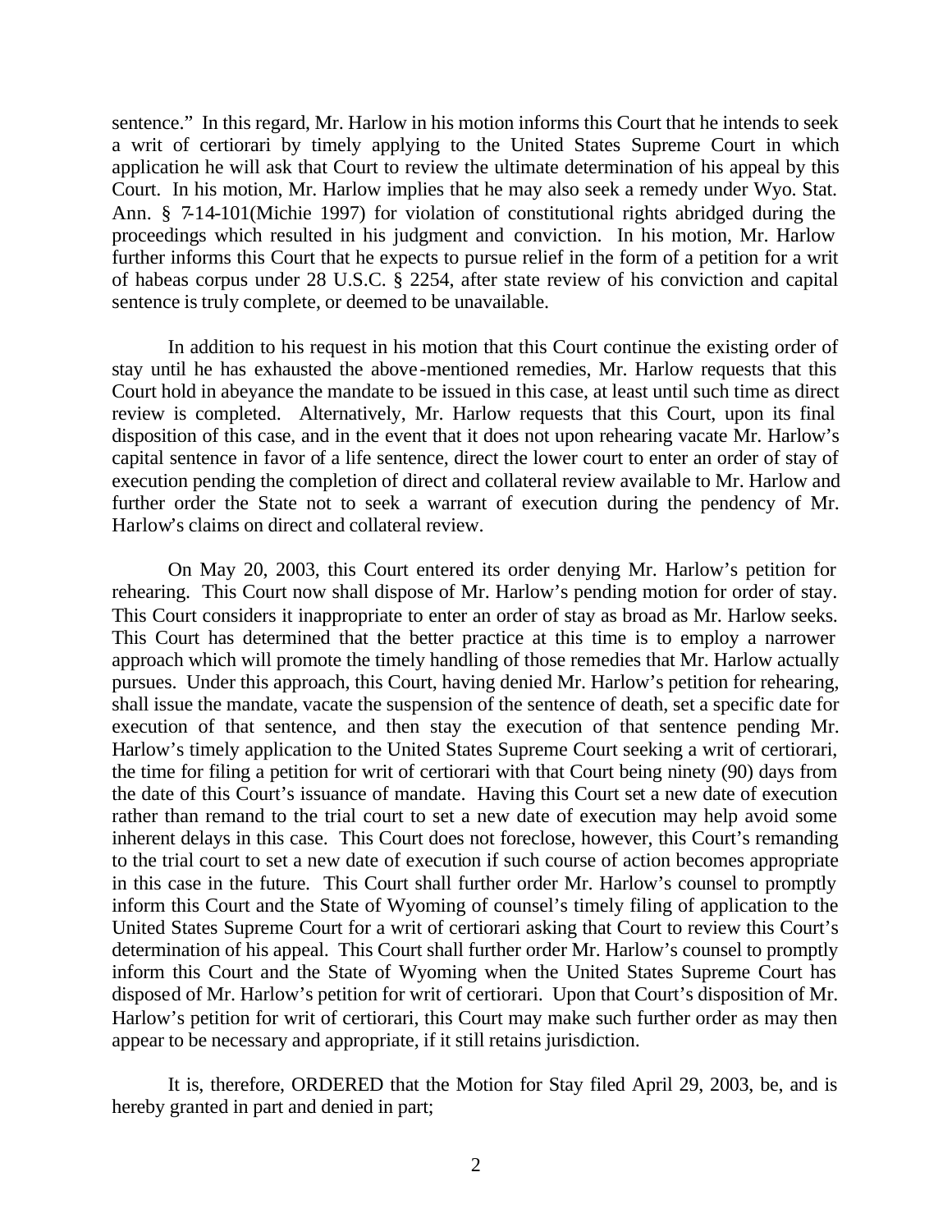sentence." In this regard, Mr. Harlow in his motion informs this Court that he intends to seek a writ of certiorari by timely applying to the United States Supreme Court in which application he will ask that Court to review the ultimate determination of his appeal by this Court. In his motion, Mr. Harlow implies that he may also seek a remedy under Wyo. Stat. Ann. § 7-14-101(Michie 1997) for violation of constitutional rights abridged during the proceedings which resulted in his judgment and conviction. In his motion, Mr. Harlow further informs this Court that he expects to pursue relief in the form of a petition for a writ of habeas corpus under 28 U.S.C. § 2254, after state review of his conviction and capital sentence is truly complete, or deemed to be unavailable.

In addition to his request in his motion that this Court continue the existing order of stay until he has exhausted the above-mentioned remedies, Mr. Harlow requests that this Court hold in abeyance the mandate to be issued in this case, at least until such time as direct review is completed. Alternatively, Mr. Harlow requests that this Court, upon its final disposition of this case, and in the event that it does not upon rehearing vacate Mr. Harlow's capital sentence in favor of a life sentence, direct the lower court to enter an order of stay of execution pending the completion of direct and collateral review available to Mr. Harlow and further order the State not to seek a warrant of execution during the pendency of Mr. Harlow's claims on direct and collateral review.

On May 20, 2003, this Court entered its order denying Mr. Harlow's petition for rehearing. This Court now shall dispose of Mr. Harlow's pending motion for order of stay. This Court considers it inappropriate to enter an order of stay as broad as Mr. Harlow seeks. This Court has determined that the better practice at this time is to employ a narrower approach which will promote the timely handling of those remedies that Mr. Harlow actually pursues. Under this approach, this Court, having denied Mr. Harlow's petition for rehearing, shall issue the mandate, vacate the suspension of the sentence of death, set a specific date for execution of that sentence, and then stay the execution of that sentence pending Mr. Harlow's timely application to the United States Supreme Court seeking a writ of certiorari, the time for filing a petition for writ of certiorari with that Court being ninety (90) days from the date of this Court's issuance of mandate. Having this Court set a new date of execution rather than remand to the trial court to set a new date of execution may help avoid some inherent delays in this case. This Court does not foreclose, however, this Court's remanding to the trial court to set a new date of execution if such course of action becomes appropriate in this case in the future. This Court shall further order Mr. Harlow's counsel to promptly inform this Court and the State of Wyoming of counsel's timely filing of application to the United States Supreme Court for a writ of certiorari asking that Court to review this Court's determination of his appeal. This Court shall further order Mr. Harlow's counsel to promptly inform this Court and the State of Wyoming when the United States Supreme Court has disposed of Mr. Harlow's petition for writ of certiorari. Upon that Court's disposition of Mr. Harlow's petition for writ of certiorari, this Court may make such further order as may then appear to be necessary and appropriate, if it still retains jurisdiction.

It is, therefore, ORDERED that the Motion for Stay filed April 29, 2003, be, and is hereby granted in part and denied in part;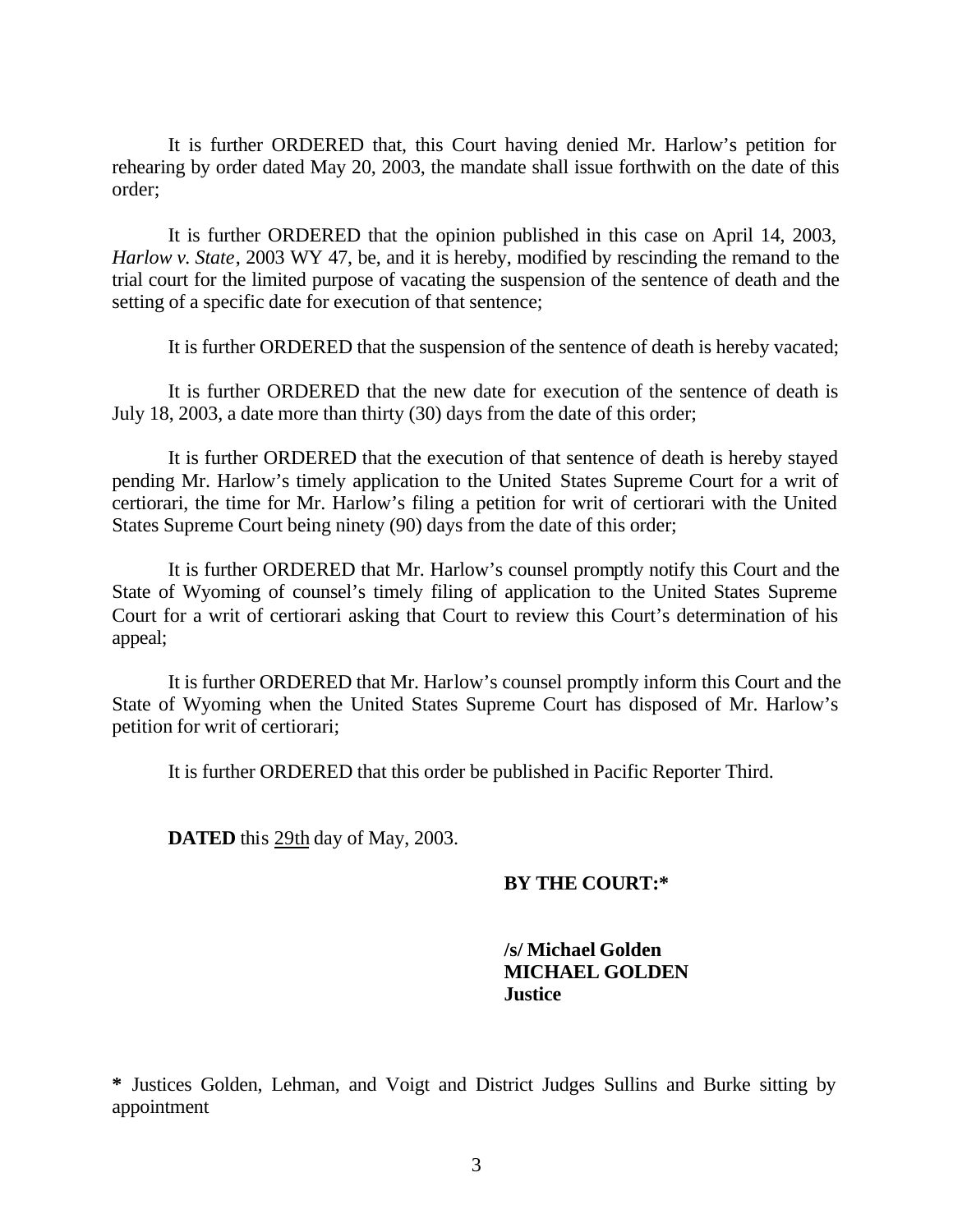It is further ORDERED that, this Court having denied Mr. Harlow's petition for rehearing by order dated May 20, 2003, the mandate shall issue forthwith on the date of this order;

It is further ORDERED that the opinion published in this case on April 14, 2003, *Harlow v. State*, 2003 WY 47, be, and it is hereby, modified by rescinding the remand to the trial court for the limited purpose of vacating the suspension of the sentence of death and the setting of a specific date for execution of that sentence;

It is further ORDERED that the suspension of the sentence of death is hereby vacated;

It is further ORDERED that the new date for execution of the sentence of death is July 18, 2003, a date more than thirty (30) days from the date of this order;

It is further ORDERED that the execution of that sentence of death is hereby stayed pending Mr. Harlow's timely application to the United States Supreme Court for a writ of certiorari, the time for Mr. Harlow's filing a petition for writ of certiorari with the United States Supreme Court being ninety (90) days from the date of this order;

It is further ORDERED that Mr. Harlow's counsel promptly notify this Court and the State of Wyoming of counsel's timely filing of application to the United States Supreme Court for a writ of certiorari asking that Court to review this Court's determination of his appeal;

It is further ORDERED that Mr. Harlow's counsel promptly inform this Court and the State of Wyoming when the United States Supreme Court has disposed of Mr. Harlow's petition for writ of certiorari;

It is further ORDERED that this order be published in Pacific Reporter Third.

**DATED** this 29th day of May, 2003.

**BY THE COURT:***

**/s/ Michael Golden**
**MICHAEL GOLDEN**
**Justice**

***** Justices Golden, Lehman, and Voigt and District Judges Sullins and Burke sitting by appointment